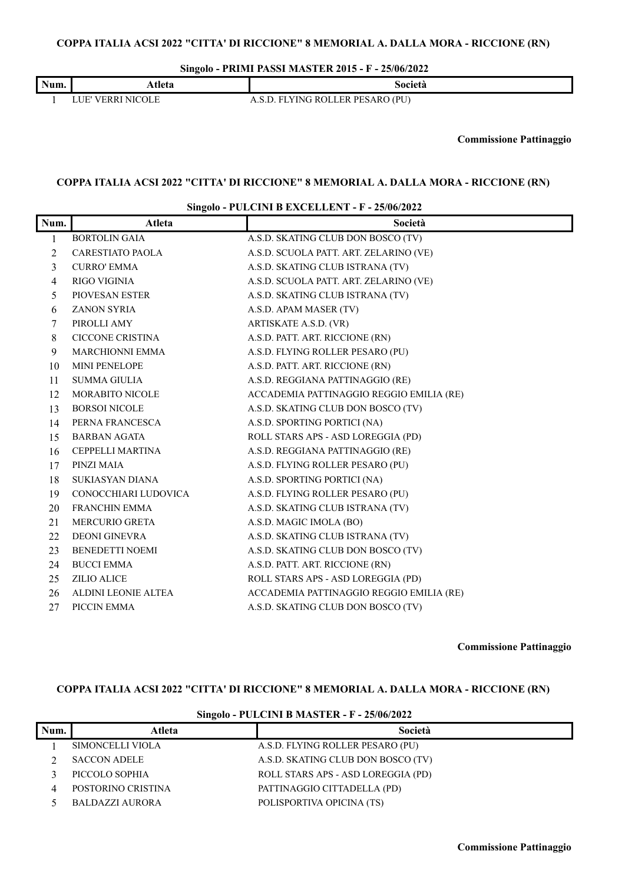**COPPA ITALIA ACSI 2022 "CITTA' DI RICCIONE" 8 MEMORIAL A. DALLA MORA - RICCIONE (RN)**

**Singolo - PRIMI PASSI MASTER 2015 - F - 25/06/2022**

| Num. | Atleta | Società |
|---|---|---|
| 1 | LUE' VERRI NICOLE | A.S.D. FLYING ROLLER PESARO (PU) |

**Commissione Pattinaggio**

**COPPA ITALIA ACSI 2022 "CITTA' DI RICCIONE" 8 MEMORIAL A. DALLA MORA - RICCIONE (RN)**

**Singolo - PULCINI B EXCELLENT - F - 25/06/2022**

| Num. | Atleta | Società |
|---|---|---|
| 1 | BORTOLIN GAIA | A.S.D. SKATING CLUB DON BOSCO (TV) |
| 2 | CARESTIATO PAOLA | A.S.D. SCUOLA PATT. ART. ZELARINO (VE) |
| 3 | CURRO' EMMA | A.S.D. SKATING CLUB ISTRANA (TV) |
| 4 | RIGO VIGINIA | A.S.D. SCUOLA PATT. ART. ZELARINO (VE) |
| 5 | PIOVESAN ESTER | A.S.D. SKATING CLUB ISTRANA (TV) |
| 6 | ZANON SYRIA | A.S.D. APAM MASER (TV) |
| 7 | PIROLLI AMY | ARTISKATE A.S.D. (VR) |
| 8 | CICCONE CRISTINA | A.S.D. PATT. ART. RICCIONE (RN) |
| 9 | MARCHIONNI EMMA | A.S.D. FLYING ROLLER PESARO (PU) |
| 10 | MINI PENELOPE | A.S.D. PATT. ART. RICCIONE (RN) |
| 11 | SUMMA GIULIA | A.S.D. REGGIANA PATTINAGGIO (RE) |
| 12 | MORABITO NICOLE | ACCADEMIA PATTINAGGIO REGGIO EMILIA (RE) |
| 13 | BORSOI NICOLE | A.S.D. SKATING CLUB DON BOSCO (TV) |
| 14 | PERNA FRANCESCA | A.S.D. SPORTING PORTICI (NA) |
| 15 | BARBAN AGATA | ROLL STARS APS - ASD LOREGGIA (PD) |
| 16 | CEPPELLI MARTINA | A.S.D. REGGIANA PATTINAGGIO (RE) |
| 17 | PINZI MAIA | A.S.D. FLYING ROLLER PESARO (PU) |
| 18 | SUKIASYAN DIANA | A.S.D. SPORTING PORTICI (NA) |
| 19 | CONOCCHIARI LUDOVICA | A.S.D. FLYING ROLLER PESARO (PU) |
| 20 | FRANCHIN EMMA | A.S.D. SKATING CLUB ISTRANA (TV) |
| 21 | MERCURIO GRETA | A.S.D. MAGIC IMOLA (BO) |
| 22 | DEONI GINEVRA | A.S.D. SKATING CLUB ISTRANA (TV) |
| 23 | BENEDETTI NOEMI | A.S.D. SKATING CLUB DON BOSCO (TV) |
| 24 | BUCCI EMMA | A.S.D. PATT. ART. RICCIONE (RN) |
| 25 | ZILIO ALICE | ROLL STARS APS - ASD LOREGGIA (PD) |
| 26 | ALDINI LEONIE ALTEA | ACCADEMIA PATTINAGGIO REGGIO EMILIA (RE) |
| 27 | PICCIN EMMA | A.S.D. SKATING CLUB DON BOSCO (TV) |

**Commissione Pattinaggio**

**COPPA ITALIA ACSI 2022 "CITTA' DI RICCIONE" 8 MEMORIAL A. DALLA MORA - RICCIONE (RN)**

**Singolo - PULCINI B MASTER - F - 25/06/2022**

| Num. | Atleta | Società |
|---|---|---|
| 1 | SIMONCELLI VIOLA | A.S.D. FLYING ROLLER PESARO (PU) |
| 2 | SACCON ADELE | A.S.D. SKATING CLUB DON BOSCO (TV) |
| 3 | PICCOLO SOPHIA | ROLL STARS APS - ASD LOREGGIA (PD) |
| 4 | POSTORINO CRISTINA | PATTINAGGIO CITTADELLA (PD) |
| 5 | BALDAZZI AURORA | POLISPORTIVA OPICINA (TS) |

**Commissione Pattinaggio**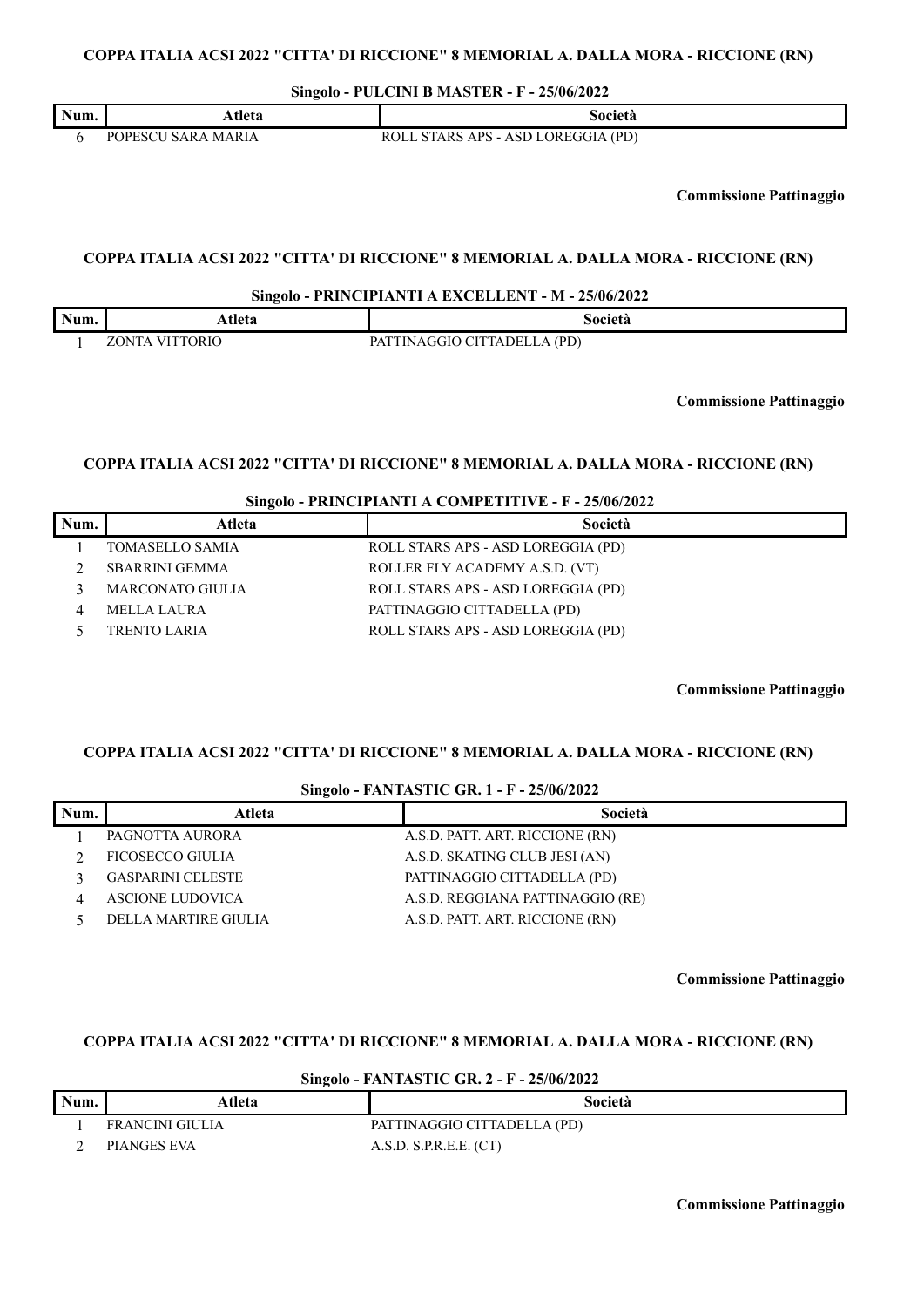**COPPA ITALIA ACSI 2022 "CITTA' DI RICCIONE" 8 MEMORIAL A. DALLA MORA - RICCIONE (RN)**

**Singolo - PULCINI B MASTER - F - 25/06/2022**

| Num. | Atleta | Società |
|---|---|---|
| 6 | POPESCU SARA MARIA | ROLL STARS APS - ASD LOREGGIA (PD) |

**Commissione Pattinaggio**

**COPPA ITALIA ACSI 2022 "CITTA' DI RICCIONE" 8 MEMORIAL A. DALLA MORA - RICCIONE (RN)**

**Singolo - PRINCIPIANTI A EXCELLENT - M - 25/06/2022**

| Num. | Atleta | Società |
|---|---|---|
| 1 | ZONTA VITTORIO | PATTINAGGIO CITTADELLA (PD) |

**Commissione Pattinaggio**

**COPPA ITALIA ACSI 2022 "CITTA' DI RICCIONE" 8 MEMORIAL A. DALLA MORA - RICCIONE (RN)**

**Singolo - PRINCIPIANTI A COMPETITIVE - F - 25/06/2022**

| Num. | Atleta | Società |
|---|---|---|
| 1 | TOMASELLO SAMIA | ROLL STARS APS - ASD LOREGGIA (PD) |
| 2 | SBARRINI GEMMA | ROLLER FLY ACADEMY A.S.D. (VT) |
| 3 | MARCONATO GIULIA | ROLL STARS APS - ASD LOREGGIA (PD) |
| 4 | MELLA LAURA | PATTINAGGIO CITTADELLA (PD) |
| 5 | TRENTO LARIA | ROLL STARS APS - ASD LOREGGIA (PD) |

**Commissione Pattinaggio**

**COPPA ITALIA ACSI 2022 "CITTA' DI RICCIONE" 8 MEMORIAL A. DALLA MORA - RICCIONE (RN)**

**Singolo - FANTASTIC GR. 1 - F - 25/06/2022**

| Num. | Atleta | Società |
|---|---|---|
| 1 | PAGNOTTA AURORA | A.S.D. PATT. ART. RICCIONE (RN) |
| 2 | FICOSECCO GIULIA | A.S.D. SKATING CLUB JESI (AN) |
| 3 | GASPARINI CELESTE | PATTINAGGIO CITTADELLA (PD) |
| 4 | ASCIONE LUDOVICA | A.S.D. REGGIANA PATTINAGGIO (RE) |
| 5 | DELLA MARTIRE GIULIA | A.S.D. PATT. ART. RICCIONE (RN) |

**Commissione Pattinaggio**

**COPPA ITALIA ACSI 2022 "CITTA' DI RICCIONE" 8 MEMORIAL A. DALLA MORA - RICCIONE (RN)**

**Singolo - FANTASTIC GR. 2 - F - 25/06/2022**

| Num. | Atleta | Società |
|---|---|---|
| 1 | FRANCINI GIULIA | PATTINAGGIO CITTADELLA (PD) |
| 2 | PIANGES EVA | A.S.D. S.P.R.E.E. (CT) |

**Commissione Pattinaggio**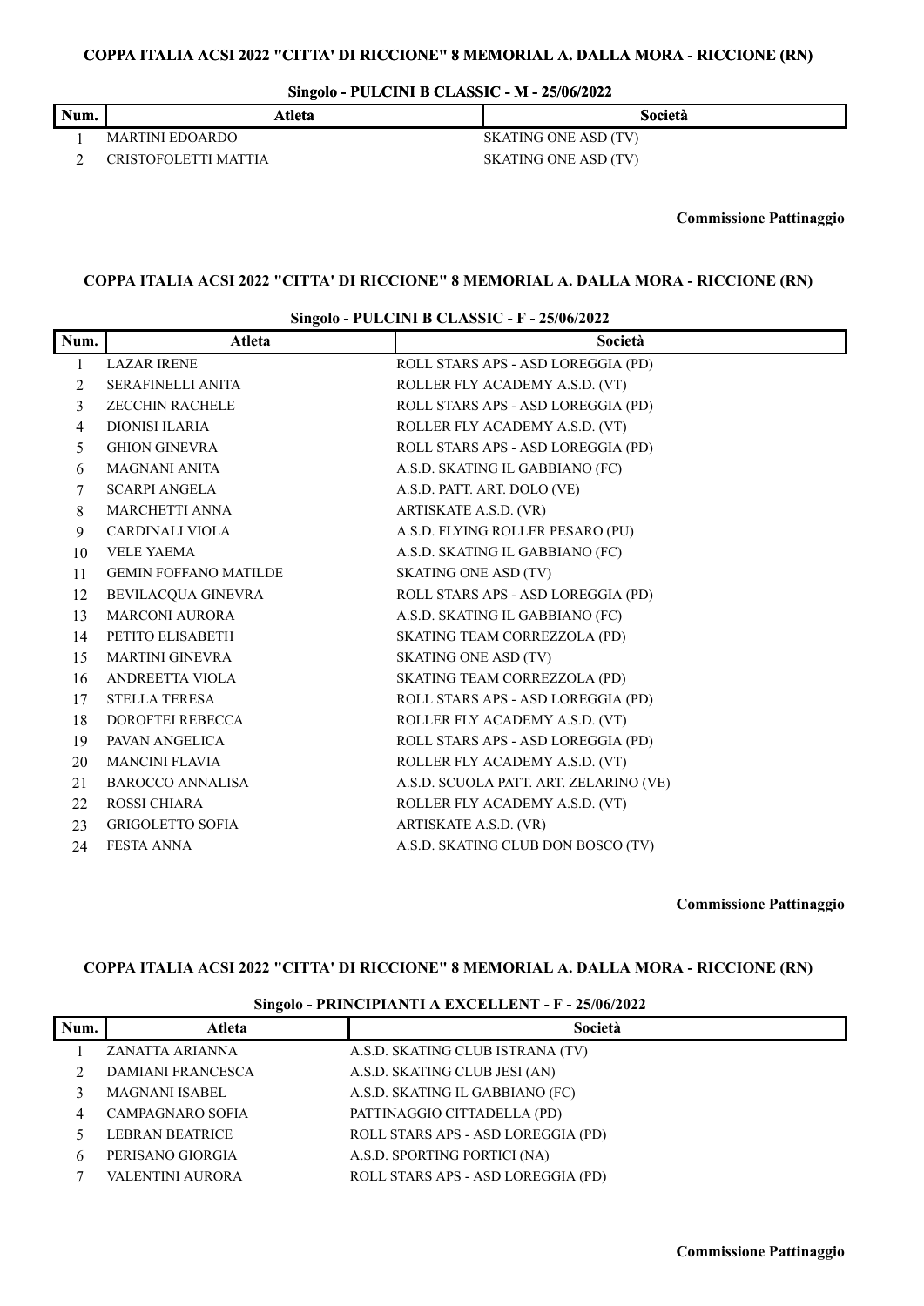## COPPA ITALIA ACSI 2022 "CITTA' DI RICCIONE" 8 MEMORIAL A. DALLA MORA - RICCIONE (RN)

### Singolo - PULCINI B CLASSIC - M - 25/06/2022

| Num. | Atleta | Società |
|---|---|---|
| 1 | MARTINI EDOARDO | SKATING ONE ASD (TV) |
| 2 | CRISTOFOLETTI MATTIA | SKATING ONE ASD (TV) |

**Commissione Pattinaggio**

## COPPA ITALIA ACSI 2022 "CITTA' DI RICCIONE" 8 MEMORIAL A. DALLA MORA - RICCIONE (RN)

### Singolo - PULCINI B CLASSIC - F - 25/06/2022

| Num. | Atleta | Società |
|---|---|---|
| 1 | LAZAR IRENE | ROLL STARS APS - ASD LOREGGIA (PD) |
| 2 | SERAFINELLI ANITA | ROLLER FLY ACADEMY A.S.D. (VT) |
| 3 | ZECCHIN RACHELE | ROLL STARS APS - ASD LOREGGIA (PD) |
| 4 | DIONISI ILARIA | ROLLER FLY ACADEMY A.S.D. (VT) |
| 5 | GHION GINEVRA | ROLL STARS APS - ASD LOREGGIA (PD) |
| 6 | MAGNANI ANITA | A.S.D. SKATING IL GABBIANO (FC) |
| 7 | SCARPI ANGELA | A.S.D. PATT. ART. DOLO (VE) |
| 8 | MARCHETTI ANNA | ARTISKATE A.S.D. (VR) |
| 9 | CARDINALI VIOLA | A.S.D. FLYING ROLLER PESARO (PU) |
| 10 | VELE YAEMA | A.S.D. SKATING IL GABBIANO (FC) |
| 11 | GEMIN FOFFANO MATILDE | SKATING ONE ASD (TV) |
| 12 | BEVILACQUA GINEVRA | ROLL STARS APS - ASD LOREGGIA (PD) |
| 13 | MARCONI AURORA | A.S.D. SKATING IL GABBIANO (FC) |
| 14 | PETITO ELISABETH | SKATING TEAM CORREZZOLA (PD) |
| 15 | MARTINI GINEVRA | SKATING ONE ASD (TV) |
| 16 | ANDREETTA VIOLA | SKATING TEAM CORREZZOLA (PD) |
| 17 | STELLA TERESA | ROLL STARS APS - ASD LOREGGIA (PD) |
| 18 | DOROFTEI REBECCA | ROLLER FLY ACADEMY A.S.D. (VT) |
| 19 | PAVAN ANGELICA | ROLL STARS APS - ASD LOREGGIA (PD) |
| 20 | MANCINI FLAVIA | ROLLER FLY ACADEMY A.S.D. (VT) |
| 21 | BAROCCO ANNALISA | A.S.D. SCUOLA PATT. ART. ZELARINO (VE) |
| 22 | ROSSI CHIARA | ROLLER FLY ACADEMY A.S.D. (VT) |
| 23 | GRIGOLETTO SOFIA | ARTISKATE A.S.D. (VR) |
| 24 | FESTA ANNA | A.S.D. SKATING CLUB DON BOSCO (TV) |

**Commissione Pattinaggio**

## COPPA ITALIA ACSI 2022 "CITTA' DI RICCIONE" 8 MEMORIAL A. DALLA MORA - RICCIONE (RN)

### Singolo - PRINCIPIANTI A EXCELLENT - F - 25/06/2022

| Num. | Atleta | Società |
|---|---|---|
| 1 | ZANATTA ARIANNA | A.S.D. SKATING CLUB ISTRANA (TV) |
| 2 | DAMIANI FRANCESCA | A.S.D. SKATING CLUB JESI (AN) |
| 3 | MAGNANI ISABEL | A.S.D. SKATING IL GABBIANO (FC) |
| 4 | CAMPAGNARO SOFIA | PATTINAGGIO CITTADELLA (PD) |
| 5 | LEBRAN BEATRICE | ROLL STARS APS - ASD LOREGGIA (PD) |
| 6 | PERISANO GIORGIA | A.S.D. SPORTING PORTICI (NA) |
| 7 | VALENTINI AURORA | ROLL STARS APS - ASD LOREGGIA (PD) |

**Commissione Pattinaggio**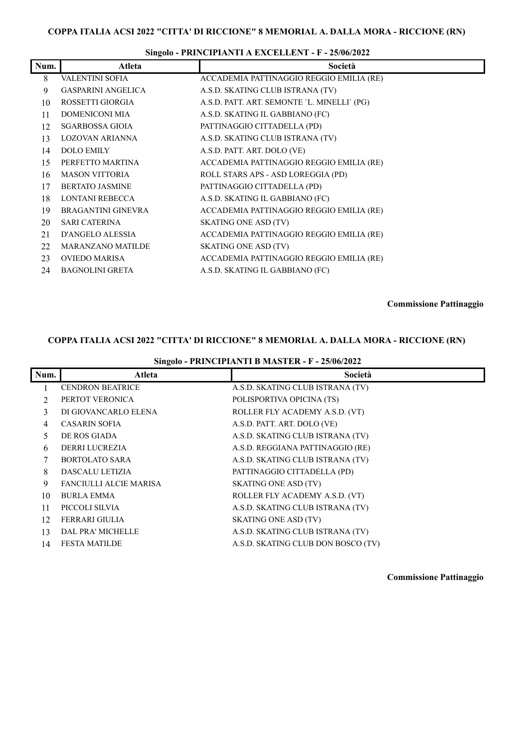**COPPA ITALIA ACSI 2022 "CITTA' DI RICCIONE" 8 MEMORIAL A. DALLA MORA - RICCIONE (RN)**

**Singolo - PRINCIPIANTI A EXCELLENT - F - 25/06/2022**

| Num. | Atleta | Società |
|---|---|---|
| 8 | VALENTINI SOFIA | ACCADEMIA PATTINAGGIO REGGIO EMILIA (RE) |
| 9 | GASPARINI ANGELICA | A.S.D. SKATING CLUB ISTRANA (TV) |
| 10 | ROSSETTI GIORGIA | A.S.D. PATT. ART. SEMONTE `L. MINELLI` (PG) |
| 11 | DOMENICONI MIA | A.S.D. SKATING IL GABBIANO (FC) |
| 12 | SGARBOSSA GIOIA | PATTINAGGIO CITTADELLA (PD) |
| 13 | LOZOVAN ARIANNA | A.S.D. SKATING CLUB ISTRANA (TV) |
| 14 | DOLO EMILY | A.S.D. PATT. ART. DOLO (VE) |
| 15 | PERFETTO MARTINA | ACCADEMIA PATTINAGGIO REGGIO EMILIA (RE) |
| 16 | MASON VITTORIA | ROLL STARS APS - ASD LOREGGIA (PD) |
| 17 | BERTATO JASMINE | PATTINAGGIO CITTADELLA (PD) |
| 18 | LONTANI REBECCA | A.S.D. SKATING IL GABBIANO (FC) |
| 19 | BRAGANTINI GINEVRA | ACCADEMIA PATTINAGGIO REGGIO EMILIA (RE) |
| 20 | SARI CATERINA | SKATING ONE ASD (TV) |
| 21 | D'ANGELO ALESSIA | ACCADEMIA PATTINAGGIO REGGIO EMILIA (RE) |
| 22 | MARANZANO MATILDE | SKATING ONE ASD (TV) |
| 23 | OVIEDO MARISA | ACCADEMIA PATTINAGGIO REGGIO EMILIA (RE) |
| 24 | BAGNOLINI GRETA | A.S.D. SKATING IL GABBIANO (FC) |

**Commissione Pattinaggio**

**COPPA ITALIA ACSI 2022 "CITTA' DI RICCIONE" 8 MEMORIAL A. DALLA MORA - RICCIONE (RN)**

**Singolo - PRINCIPIANTI B MASTER - F - 25/06/2022**

| Num. | Atleta | Società |
|---|---|---|
| 1 | CENDRON BEATRICE | A.S.D. SKATING CLUB ISTRANA (TV) |
| 2 | PERTOT VERONICA | POLISPORTIVA OPICINA (TS) |
| 3 | DI GIOVANCARLO ELENA | ROLLER FLY ACADEMY A.S.D. (VT) |
| 4 | CASARIN SOFIA | A.S.D. PATT. ART. DOLO (VE) |
| 5 | DE ROS GIADA | A.S.D. SKATING CLUB ISTRANA (TV) |
| 6 | DERRI LUCREZIA | A.S.D. REGGIANA PATTINAGGIO (RE) |
| 7 | BORTOLATO SARA | A.S.D. SKATING CLUB ISTRANA (TV) |
| 8 | DASCALU LETIZIA | PATTINAGGIO CITTADELLA (PD) |
| 9 | FANCIULLI ALCIE MARISA | SKATING ONE ASD (TV) |
| 10 | BURLA EMMA | ROLLER FLY ACADEMY A.S.D. (VT) |
| 11 | PICCOLI SILVIA | A.S.D. SKATING CLUB ISTRANA (TV) |
| 12 | FERRARI GIULIA | SKATING ONE ASD (TV) |
| 13 | DAL PRA' MICHELLE | A.S.D. SKATING CLUB ISTRANA (TV) |
| 14 | FESTA MATILDE | A.S.D. SKATING CLUB DON BOSCO (TV) |

**Commissione Pattinaggio**